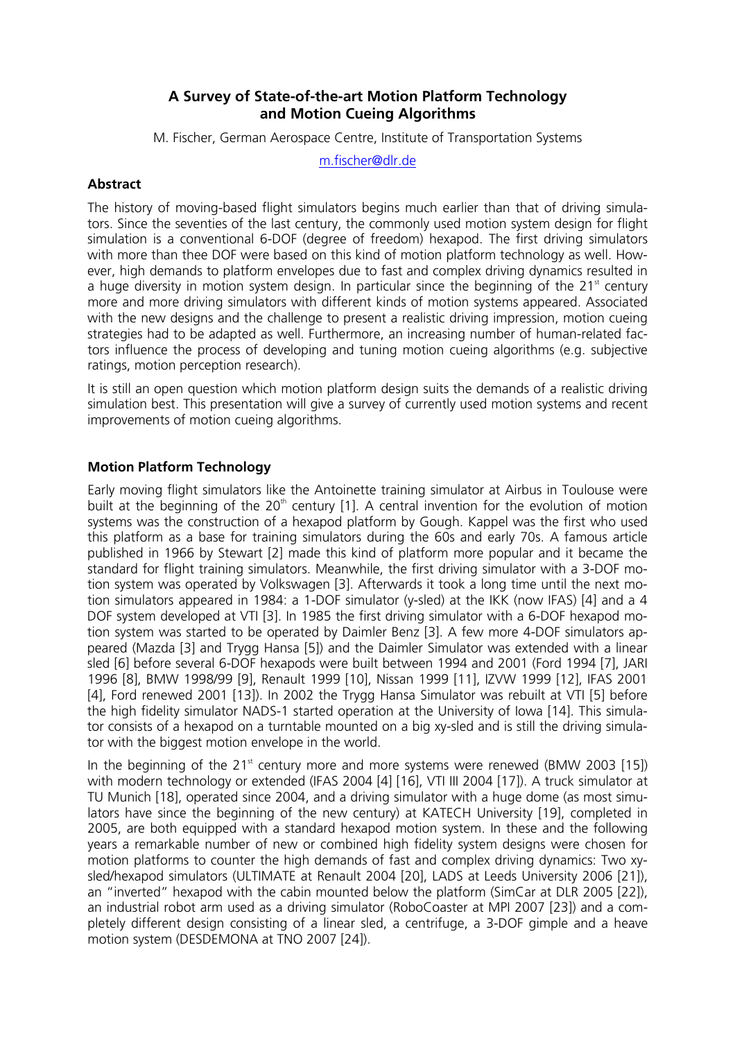# A Survey of State-of-the-art Motion Platform Technology and Motion Cueing Algorithms

M. Fischer, German Aerospace Centre, Institute of Transportation Systems

m.fischer@dlr.de

## Abstract

The history of moving-based flight simulators begins much earlier than that of driving simulators. Since the seventies of the last century, the commonly used motion system design for flight simulation is a conventional 6-DOF (degree of freedom) hexapod. The first driving simulators with more than thee DOF were based on this kind of motion platform technology as well. However, high demands to platform envelopes due to fast and complex driving dynamics resulted in a huge diversity in motion system design. In particular since the beginning of the 21[st] century more and more driving simulators with different kinds of motion systems appeared. Associated with the new designs and the challenge to present a realistic driving impression, motion cueing strategies had to be adapted as well. Furthermore, an increasing number of human-related factors influence the process of developing and tuning motion cueing algorithms (e.g. subjective ratings, motion perception research).

It is still an open question which motion platform design suits the demands of a realistic driving simulation best. This presentation will give a survey of currently used motion systems and recent improvements of motion cueing algorithms.

## Motion Platform Technology

Early moving flight simulators like the Antoinette training simulator at Airbus in Toulouse were built at the beginning of the 20[th] century [1]. A central invention for the evolution of motion systems was the construction of a hexapod platform by Gough. Kappel was the first who used this platform as a base for training simulators during the 60s and early 70s. A famous article published in 1966 by Stewart [2] made this kind of platform more popular and it became the standard for flight training simulators. Meanwhile, the first driving simulator with a 3-DOF motion system was operated by Volkswagen [3]. Afterwards it took a long time until the next motion simulators appeared in 1984: a 1-DOF simulator (y-sled) at the IKK (now IFAS) [4] and a 4 DOF system developed at VTI [3]. In 1985 the first driving simulator with a 6-DOF hexapod motion system was started to be operated by Daimler Benz [3]. A few more 4-DOF simulators appeared (Mazda [3] and Trygg Hansa [5]) and the Daimler Simulator was extended with a linear sled [6] before several 6-DOF hexapods were built between 1994 and 2001 (Ford 1994 [7], JARI 1996 [8], BMW 1998/99 [9], Renault 1999 [10], Nissan 1999 [11], IZVW 1999 [12], IFAS 2001 [4], Ford renewed 2001 [13]). In 2002 the Trygg Hansa Simulator was rebuilt at VTI [5] before the high fidelity simulator NADS-1 started operation at the University of Iowa [14]. This simulator consists of a hexapod on a turntable mounted on a big xy-sled and is still the driving simulator with the biggest motion envelope in the world.

In the beginning of the 21[st] century more and more systems were renewed (BMW 2003 [15]) with modern technology or extended (IFAS 2004 [4] [16], VTI III 2004 [17]). A truck simulator at TU Munich [18], operated since 2004, and a driving simulator with a huge dome (as most simulators have since the beginning of the new century) at KATECH University [19], completed in 2005, are both equipped with a standard hexapod motion system. In these and the following years a remarkable number of new or combined high fidelity system designs were chosen for motion platforms to counter the high demands of fast and complex driving dynamics: Two xy-sled/hexapod simulators (ULTIMATE at Renault 2004 [20], LADS at Leeds University 2006 [21]), an "inverted" hexapod with the cabin mounted below the platform (SimCar at DLR 2005 [22]), an industrial robot arm used as a driving simulator (RoboCoaster at MPI 2007 [23]) and a completely different design consisting of a linear sled, a centrifuge, a 3-DOF gimple and a heave motion system (DESDEMONA at TNO 2007 [24]).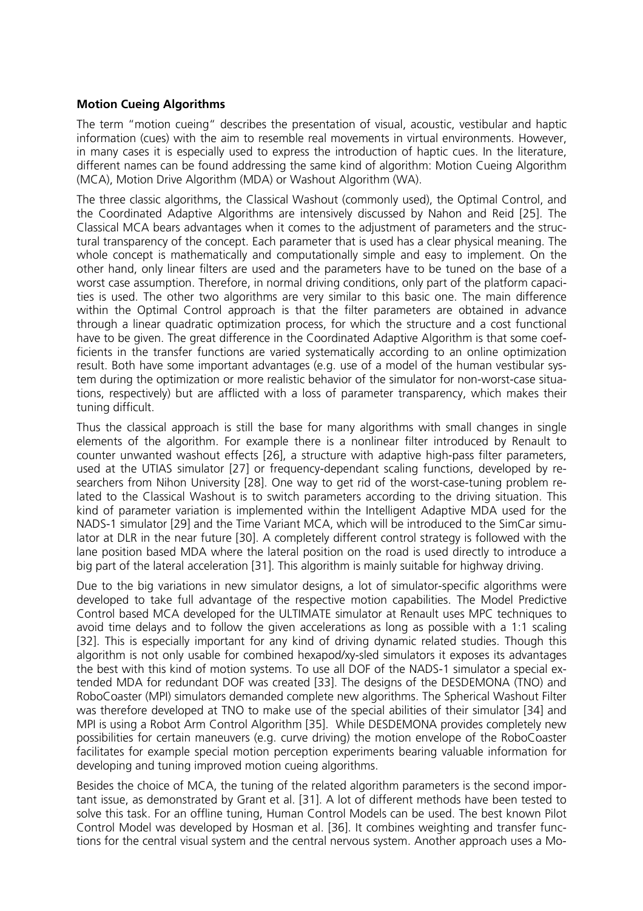**Motion Cueing Algorithms**

The term "motion cueing" describes the presentation of visual, acoustic, vestibular and haptic information (cues) with the aim to resemble real movements in virtual environments. However, in many cases it is especially used to express the introduction of haptic cues. In the literature, different names can be found addressing the same kind of algorithm: Motion Cueing Algorithm (MCA), Motion Drive Algorithm (MDA) or Washout Algorithm (WA).

The three classic algorithms, the Classical Washout (commonly used), the Optimal Control, and the Coordinated Adaptive Algorithms are intensively discussed by Nahon and Reid [25]. The Classical MCA bears advantages when it comes to the adjustment of parameters and the structural transparency of the concept. Each parameter that is used has a clear physical meaning. The whole concept is mathematically and computationally simple and easy to implement. On the other hand, only linear filters are used and the parameters have to be tuned on the base of a worst case assumption. Therefore, in normal driving conditions, only part of the platform capacities is used. The other two algorithms are very similar to this basic one. The main difference within the Optimal Control approach is that the filter parameters are obtained in advance through a linear quadratic optimization process, for which the structure and a cost functional have to be given. The great difference in the Coordinated Adaptive Algorithm is that some coefficients in the transfer functions are varied systematically according to an online optimization result. Both have some important advantages (e.g. use of a model of the human vestibular system during the optimization or more realistic behavior of the simulator for non-worst-case situations, respectively) but are afflicted with a loss of parameter transparency, which makes their tuning difficult.

Thus the classical approach is still the base for many algorithms with small changes in single elements of the algorithm. For example there is a nonlinear filter introduced by Renault to counter unwanted washout effects [26], a structure with adaptive high-pass filter parameters, used at the UTIAS simulator [27] or frequency-dependant scaling functions, developed by researchers from Nihon University [28]. One way to get rid of the worst-case-tuning problem related to the Classical Washout is to switch parameters according to the driving situation. This kind of parameter variation is implemented within the Intelligent Adaptive MDA used for the NADS-1 simulator [29] and the Time Variant MCA, which will be introduced to the SimCar simulator at DLR in the near future [30]. A completely different control strategy is followed with the lane position based MDA where the lateral position on the road is used directly to introduce a big part of the lateral acceleration [31]. This algorithm is mainly suitable for highway driving.

Due to the big variations in new simulator designs, a lot of simulator-specific algorithms were developed to take full advantage of the respective motion capabilities. The Model Predictive Control based MCA developed for the ULTIMATE simulator at Renault uses MPC techniques to avoid time delays and to follow the given accelerations as long as possible with a 1:1 scaling [32]. This is especially important for any kind of driving dynamic related studies. Though this algorithm is not only usable for combined hexapod/xy-sled simulators it exposes its advantages the best with this kind of motion systems. To use all DOF of the NADS-1 simulator a special extended MDA for redundant DOF was created [33]. The designs of the DESDEMONA (TNO) and RoboCoaster (MPI) simulators demanded complete new algorithms. The Spherical Washout Filter was therefore developed at TNO to make use of the special abilities of their simulator [34] and MPI is using a Robot Arm Control Algorithm [35]. While DESDEMONA provides completely new possibilities for certain maneuvers (e.g. curve driving) the motion envelope of the RoboCoaster facilitates for example special motion perception experiments bearing valuable information for developing and tuning improved motion cueing algorithms.

Besides the choice of MCA, the tuning of the related algorithm parameters is the second important issue, as demonstrated by Grant et al. [31]. A lot of different methods have been tested to solve this task. For an offline tuning, Human Control Models can be used. The best known Pilot Control Model was developed by Hosman et al. [36]. It combines weighting and transfer functions for the central visual system and the central nervous system. Another approach uses a Mo-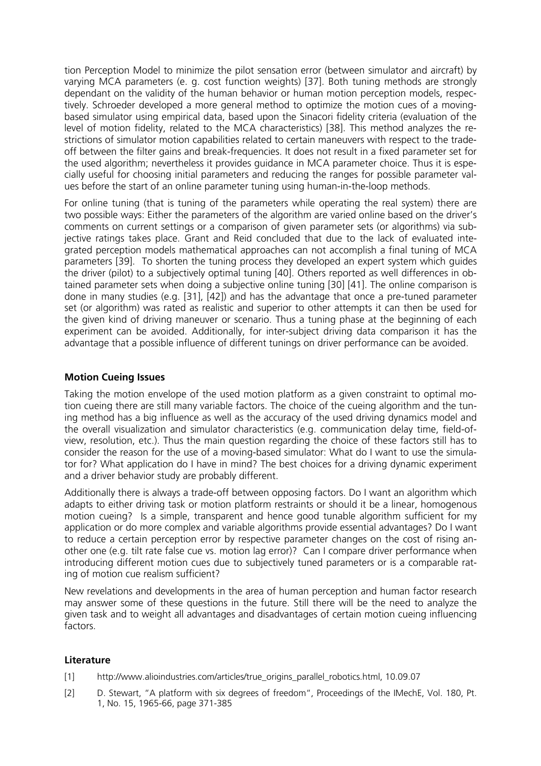tion Perception Model to minimize the pilot sensation error (between simulator and aircraft) by varying MCA parameters (e. g. cost function weights) [37]. Both tuning methods are strongly dependant on the validity of the human behavior or human motion perception models, respectively. Schroeder developed a more general method to optimize the motion cues of a moving-based simulator using empirical data, based upon the Sinacori fidelity criteria (evaluation of the level of motion fidelity, related to the MCA characteristics) [38]. This method analyzes the restrictions of simulator motion capabilities related to certain maneuvers with respect to the trade-off between the filter gains and break-frequencies. It does not result in a fixed parameter set for the used algorithm; nevertheless it provides guidance in MCA parameter choice. Thus it is especially useful for choosing initial parameters and reducing the ranges for possible parameter values before the start of an online parameter tuning using human-in-the-loop methods.

For online tuning (that is tuning of the parameters while operating the real system) there are two possible ways: Either the parameters of the algorithm are varied online based on the driver's comments on current settings or a comparison of given parameter sets (or algorithms) via subjective ratings takes place. Grant and Reid concluded that due to the lack of evaluated integrated perception models mathematical approaches can not accomplish a final tuning of MCA parameters [39]. To shorten the tuning process they developed an expert system which guides the driver (pilot) to a subjectively optimal tuning [40]. Others reported as well differences in obtained parameter sets when doing a subjective online tuning [30] [41]. The online comparison is done in many studies (e.g. [31], [42]) and has the advantage that once a pre-tuned parameter set (or algorithm) was rated as realistic and superior to other attempts it can then be used for the given kind of driving maneuver or scenario. Thus a tuning phase at the beginning of each experiment can be avoided. Additionally, for inter-subject driving data comparison it has the advantage that a possible influence of different tunings on driver performance can be avoided.

**Motion Cueing Issues**

Taking the motion envelope of the used motion platform as a given constraint to optimal motion cueing there are still many variable factors. The choice of the cueing algorithm and the tuning method has a big influence as well as the accuracy of the used driving dynamics model and the overall visualization and simulator characteristics (e.g. communication delay time, field-of-view, resolution, etc.). Thus the main question regarding the choice of these factors still has to consider the reason for the use of a moving-based simulator: What do I want to use the simulator for? What application do I have in mind? The best choices for a driving dynamic experiment and a driver behavior study are probably different.

Additionally there is always a trade-off between opposing factors. Do I want an algorithm which adapts to either driving task or motion platform restraints or should it be a linear, homogenous motion cueing? Is a simple, transparent and hence good tunable algorithm sufficient for my application or do more complex and variable algorithms provide essential advantages? Do I want to reduce a certain perception error by respective parameter changes on the cost of rising another one (e.g. tilt rate false cue vs. motion lag error)? Can I compare driver performance when introducing different motion cues due to subjectively tuned parameters or is a comparable rating of motion cue realism sufficient?

New revelations and developments in the area of human perception and human factor research may answer some of these questions in the future. Still there will be the need to analyze the given task and to weight all advantages and disadvantages of certain motion cueing influencing factors.

**Literature**

[1] http://www.alioindustries.com/articles/true_origins_parallel_robotics.html, 10.09.07

[2] D. Stewart, "A platform with six degrees of freedom", Proceedings of the IMechE, Vol. 180, Pt. 1, No. 15, 1965-66, page 371-385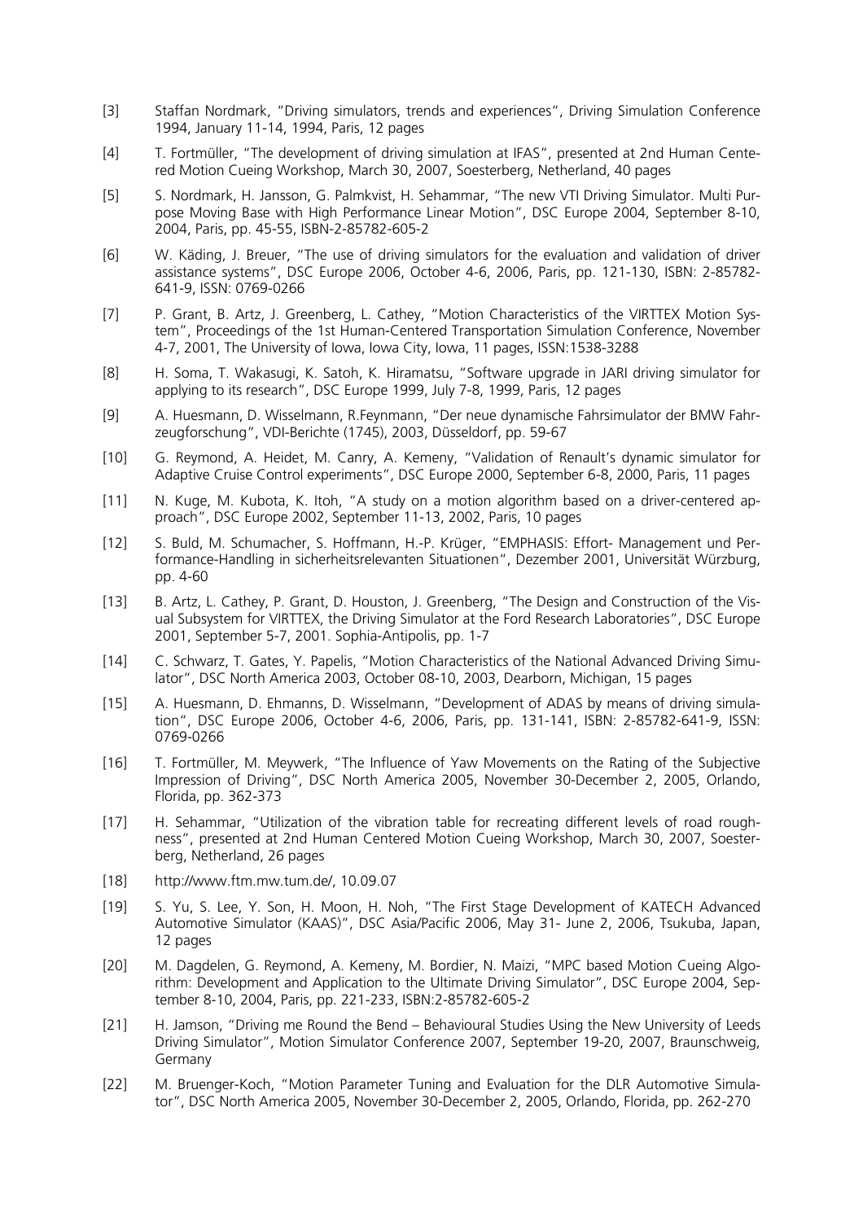[3] Staffan Nordmark, "Driving simulators, trends and experiences", Driving Simulation Conference 1994, January 11-14, 1994, Paris, 12 pages

[4] T. Fortmüller, "The development of driving simulation at IFAS", presented at 2nd Human Centered Motion Cueing Workshop, March 30, 2007, Soesterberg, Netherland, 40 pages

[5] S. Nordmark, H. Jansson, G. Palmkvist, H. Sehammar, "The new VTI Driving Simulator. Multi Purpose Moving Base with High Performance Linear Motion", DSC Europe 2004, September 8-10, 2004, Paris, pp. 45-55, ISBN-2-85782-605-2

[6] W. Käding, J. Breuer, "The use of driving simulators for the evaluation and validation of driver assistance systems", DSC Europe 2006, October 4-6, 2006, Paris, pp. 121-130, ISBN: 2-85782-641-9, ISSN: 0769-0266

[7] P. Grant, B. Artz, J. Greenberg, L. Cathey, "Motion Characteristics of the VIRTTEX Motion System", Proceedings of the 1st Human-Centered Transportation Simulation Conference, November 4-7, 2001, The University of Iowa, Iowa City, Iowa, 11 pages, ISSN:1538-3288

[8] H. Soma, T. Wakasugi, K. Satoh, K. Hiramatsu, "Software upgrade in JARI driving simulator for applying to its research", DSC Europe 1999, July 7-8, 1999, Paris, 12 pages

[9] A. Huesmann, D. Wisselmann, R.Feynmann, "Der neue dynamische Fahrsimulator der BMW Fahrzeugforschung", VDI-Berichte (1745), 2003, Düsseldorf, pp. 59-67

[10] G. Reymond, A. Heidet, M. Canry, A. Kemeny, "Validation of Renault's dynamic simulator for Adaptive Cruise Control experiments", DSC Europe 2000, September 6-8, 2000, Paris, 11 pages

[11] N. Kuge, M. Kubota, K. Itoh, "A study on a motion algorithm based on a driver-centered approach", DSC Europe 2002, September 11-13, 2002, Paris, 10 pages

[12] S. Buld, M. Schumacher, S. Hoffmann, H.-P. Krüger, "EMPHASIS: Effort- Management und Performance-Handling in sicherheitsrelevanten Situationen", Dezember 2001, Universität Würzburg, pp. 4-60

[13] B. Artz, L. Cathey, P. Grant, D. Houston, J. Greenberg, "The Design and Construction of the Visual Subsystem for VIRTTEX, the Driving Simulator at the Ford Research Laboratories", DSC Europe 2001, September 5-7, 2001. Sophia-Antipolis, pp. 1-7

[14] C. Schwarz, T. Gates, Y. Papelis, "Motion Characteristics of the National Advanced Driving Simulator", DSC North America 2003, October 08-10, 2003, Dearborn, Michigan, 15 pages

[15] A. Huesmann, D. Ehmanns, D. Wisselmann, "Development of ADAS by means of driving simulation", DSC Europe 2006, October 4-6, 2006, Paris, pp. 131-141, ISBN: 2-85782-641-9, ISSN: 0769-0266

[16] T. Fortmüller, M. Meywerk, "The Influence of Yaw Movements on the Rating of the Subjective Impression of Driving", DSC North America 2005, November 30-December 2, 2005, Orlando, Florida, pp. 362-373

[17] H. Sehammar, "Utilization of the vibration table for recreating different levels of road roughness", presented at 2nd Human Centered Motion Cueing Workshop, March 30, 2007, Soesterberg, Netherland, 26 pages

[18] http://www.ftm.mw.tum.de/, 10.09.07

[19] S. Yu, S. Lee, Y. Son, H. Moon, H. Noh, "The First Stage Development of KATECH Advanced Automotive Simulator (KAAS)", DSC Asia/Pacific 2006, May 31- June 2, 2006, Tsukuba, Japan, 12 pages

[20] M. Dagdelen, G. Reymond, A. Kemeny, M. Bordier, N. Maizi, "MPC based Motion Cueing Algorithm: Development and Application to the Ultimate Driving Simulator", DSC Europe 2004, September 8-10, 2004, Paris, pp. 221-233, ISBN:2-85782-605-2

[21] H. Jamson, "Driving me Round the Bend – Behavioural Studies Using the New University of Leeds Driving Simulator", Motion Simulator Conference 2007, September 19-20, 2007, Braunschweig, Germany

[22] M. Bruenger-Koch, "Motion Parameter Tuning and Evaluation for the DLR Automotive Simulator", DSC North America 2005, November 30-December 2, 2005, Orlando, Florida, pp. 262-270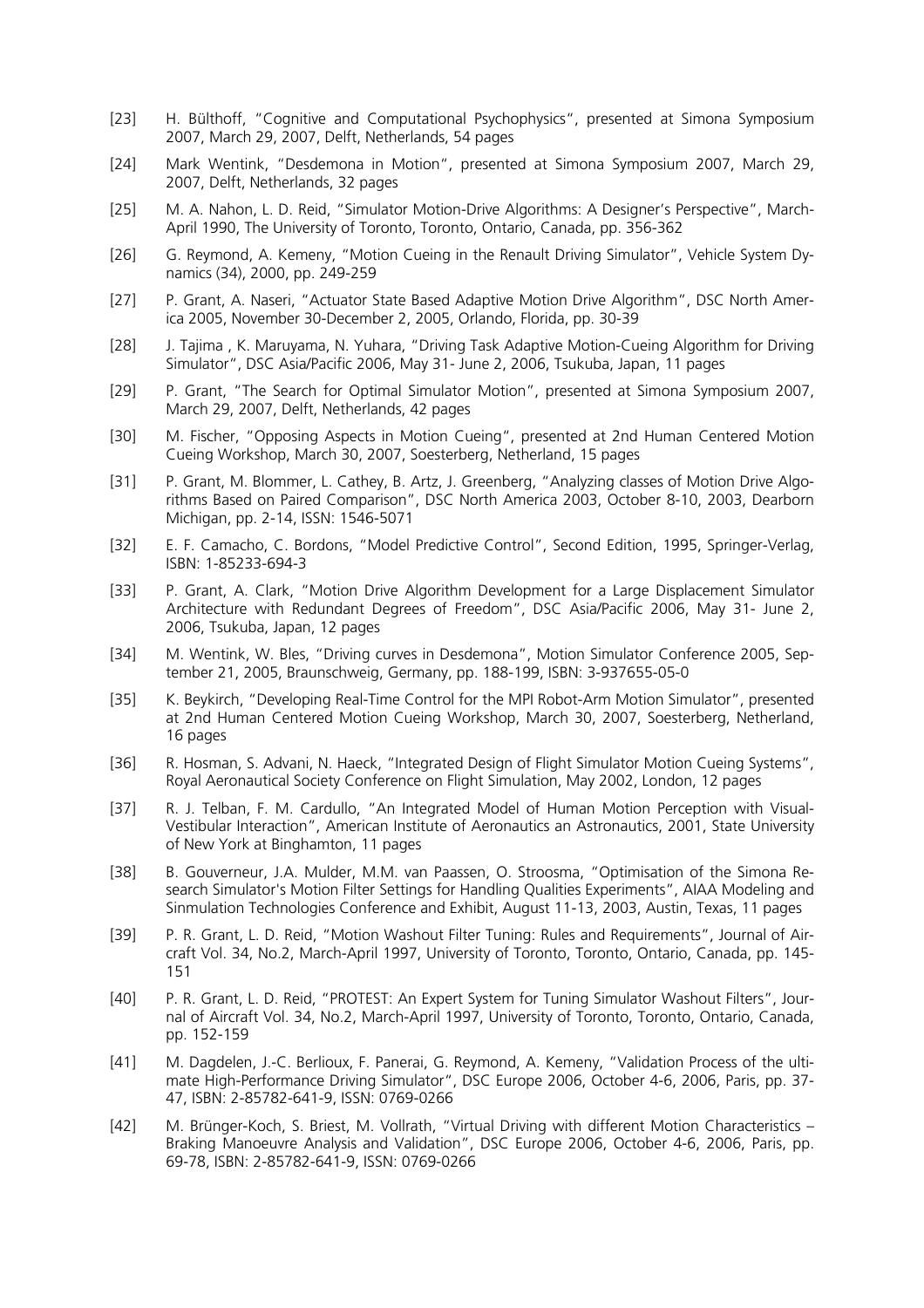[23] H. Bülthoff, "Cognitive and Computational Psychophysics", presented at Simona Symposium 2007, March 29, 2007, Delft, Netherlands, 54 pages

[24] Mark Wentink, "Desdemona in Motion", presented at Simona Symposium 2007, March 29, 2007, Delft, Netherlands, 32 pages

[25] M. A. Nahon, L. D. Reid, "Simulator Motion-Drive Algorithms: A Designer's Perspective", March-April 1990, The University of Toronto, Toronto, Ontario, Canada, pp. 356-362

[26] G. Reymond, A. Kemeny, "Motion Cueing in the Renault Driving Simulator", Vehicle System Dynamics (34), 2000, pp. 249-259

[27] P. Grant, A. Naseri, "Actuator State Based Adaptive Motion Drive Algorithm", DSC North America 2005, November 30-December 2, 2005, Orlando, Florida, pp. 30-39

[28] J. Tajima , K. Maruyama, N. Yuhara, "Driving Task Adaptive Motion-Cueing Algorithm for Driving Simulator", DSC Asia/Pacific 2006, May 31- June 2, 2006, Tsukuba, Japan, 11 pages

[29] P. Grant, "The Search for Optimal Simulator Motion", presented at Simona Symposium 2007, March 29, 2007, Delft, Netherlands, 42 pages

[30] M. Fischer, "Opposing Aspects in Motion Cueing", presented at 2nd Human Centered Motion Cueing Workshop, March 30, 2007, Soesterberg, Netherland, 15 pages

[31] P. Grant, M. Blommer, L. Cathey, B. Artz, J. Greenberg, "Analyzing classes of Motion Drive Algorithms Based on Paired Comparison", DSC North America 2003, October 8-10, 2003, Dearborn Michigan, pp. 2-14, ISSN: 1546-5071

[32] E. F. Camacho, C. Bordons, "Model Predictive Control", Second Edition, 1995, Springer-Verlag, ISBN: 1-85233-694-3

[33] P. Grant, A. Clark, "Motion Drive Algorithm Development for a Large Displacement Simulator Architecture with Redundant Degrees of Freedom", DSC Asia/Pacific 2006, May 31- June 2, 2006, Tsukuba, Japan, 12 pages

[34] M. Wentink, W. Bles, "Driving curves in Desdemona", Motion Simulator Conference 2005, September 21, 2005, Braunschweig, Germany, pp. 188-199, ISBN: 3-937655-05-0

[35] K. Beykirch, "Developing Real-Time Control for the MPI Robot-Arm Motion Simulator", presented at 2nd Human Centered Motion Cueing Workshop, March 30, 2007, Soesterberg, Netherland, 16 pages

[36] R. Hosman, S. Advani, N. Haeck, "Integrated Design of Flight Simulator Motion Cueing Systems", Royal Aeronautical Society Conference on Flight Simulation, May 2002, London, 12 pages

[37] R. J. Telban, F. M. Cardullo, "An Integrated Model of Human Motion Perception with Visual-Vestibular Interaction", American Institute of Aeronautics an Astronautics, 2001, State University of New York at Binghamton, 11 pages

[38] B. Gouverneur, J.A. Mulder, M.M. van Paassen, O. Stroosma, "Optimisation of the Simona Research Simulator's Motion Filter Settings for Handling Qualities Experiments", AIAA Modeling and Sinmulation Technologies Conference and Exhibit, August 11-13, 2003, Austin, Texas, 11 pages

[39] P. R. Grant, L. D. Reid, "Motion Washout Filter Tuning: Rules and Requirements", Journal of Aircraft Vol. 34, No.2, March-April 1997, University of Toronto, Toronto, Ontario, Canada, pp. 145-151

[40] P. R. Grant, L. D. Reid, "PROTEST: An Expert System for Tuning Simulator Washout Filters", Journal of Aircraft Vol. 34, No.2, March-April 1997, University of Toronto, Toronto, Ontario, Canada, pp. 152-159

[41] M. Dagdelen, J.-C. Berlioux, F. Panerai, G. Reymond, A. Kemeny, "Validation Process of the ultimate High-Performance Driving Simulator", DSC Europe 2006, October 4-6, 2006, Paris, pp. 37-47, ISBN: 2-85782-641-9, ISSN: 0769-0266

[42] M. Brünger-Koch, S. Briest, M. Vollrath, "Virtual Driving with different Motion Characteristics – Braking Manoeuvre Analysis and Validation", DSC Europe 2006, October 4-6, 2006, Paris, pp. 69-78, ISBN: 2-85782-641-9, ISSN: 0769-0266